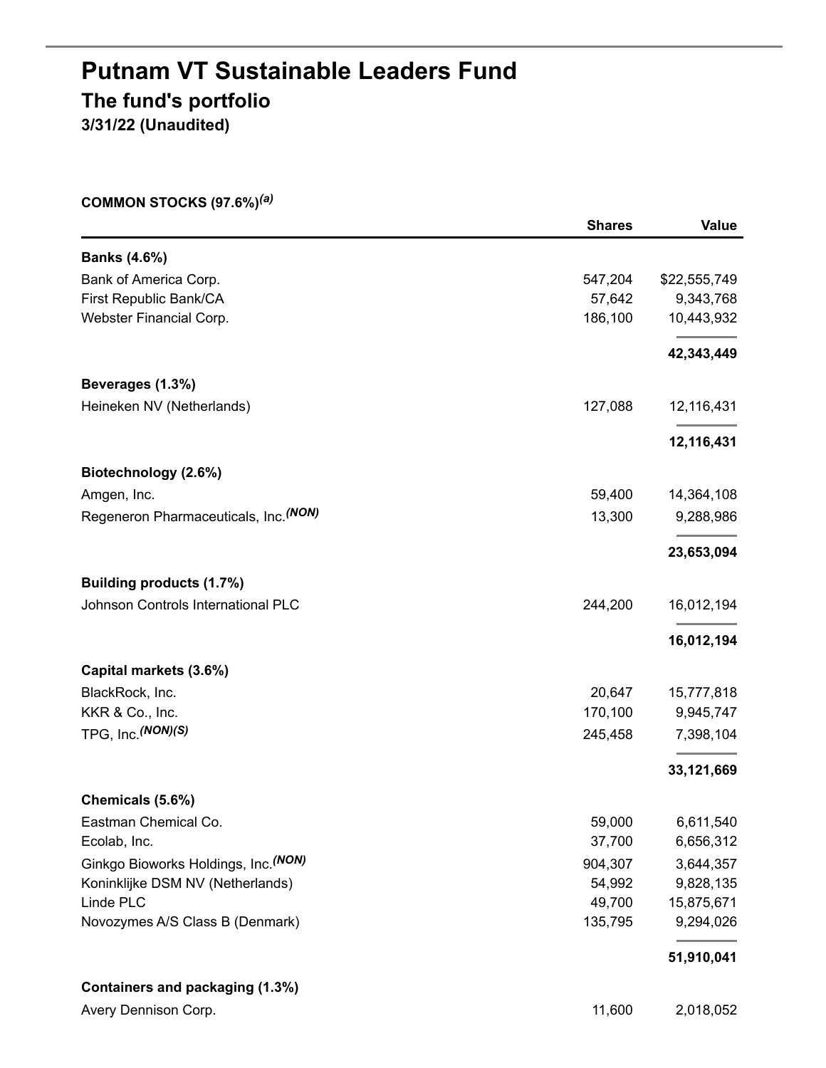# Putnam VT Sustainable Leaders Fund

## The fund's portfolio

### 3/31/22 (Unaudited)

**COMMON STOCKS (97.6%)[(a)]**

| | Shares | Value |
|---|---|---|
| **Banks (4.6%)** | | |
| Bank of America Corp. | 547,204 | $22,555,749 |
| First Republic Bank/CA | 57,642 | 9,343,768 |
| Webster Financial Corp. | 186,100 | 10,443,932 |
| | | **42,343,449** |
| **Beverages (1.3%)** | | |
| Heineken NV (Netherlands) | 127,088 | 12,116,431 |
| | | **12,116,431** |
| **Biotechnology (2.6%)** | | |
| Amgen, Inc. | 59,400 | 14,364,108 |
| Regeneron Pharmaceuticals, Inc.[(NON)] | 13,300 | 9,288,986 |
| | | **23,653,094** |
| **Building products (1.7%)** | | |
| Johnson Controls International PLC | 244,200 | 16,012,194 |
| | | **16,012,194** |
| **Capital markets (3.6%)** | | |
| BlackRock, Inc. | 20,647 | 15,777,818 |
| KKR & Co., Inc. | 170,100 | 9,945,747 |
| TPG, Inc.[(NON)(S)] | 245,458 | 7,398,104 |
| | | **33,121,669** |
| **Chemicals (5.6%)** | | |
| Eastman Chemical Co. | 59,000 | 6,611,540 |
| Ecolab, Inc. | 37,700 | 6,656,312 |
| Ginkgo Bioworks Holdings, Inc.[(NON)] | 904,307 | 3,644,357 |
| Koninklijke DSM NV (Netherlands) | 54,992 | 9,828,135 |
| Linde PLC | 49,700 | 15,875,671 |
| Novozymes A/S Class B (Denmark) | 135,795 | 9,294,026 |
| | | **51,910,041** |
| **Containers and packaging (1.3%)** | | |
| Avery Dennison Corp. | 11,600 | 2,018,052 |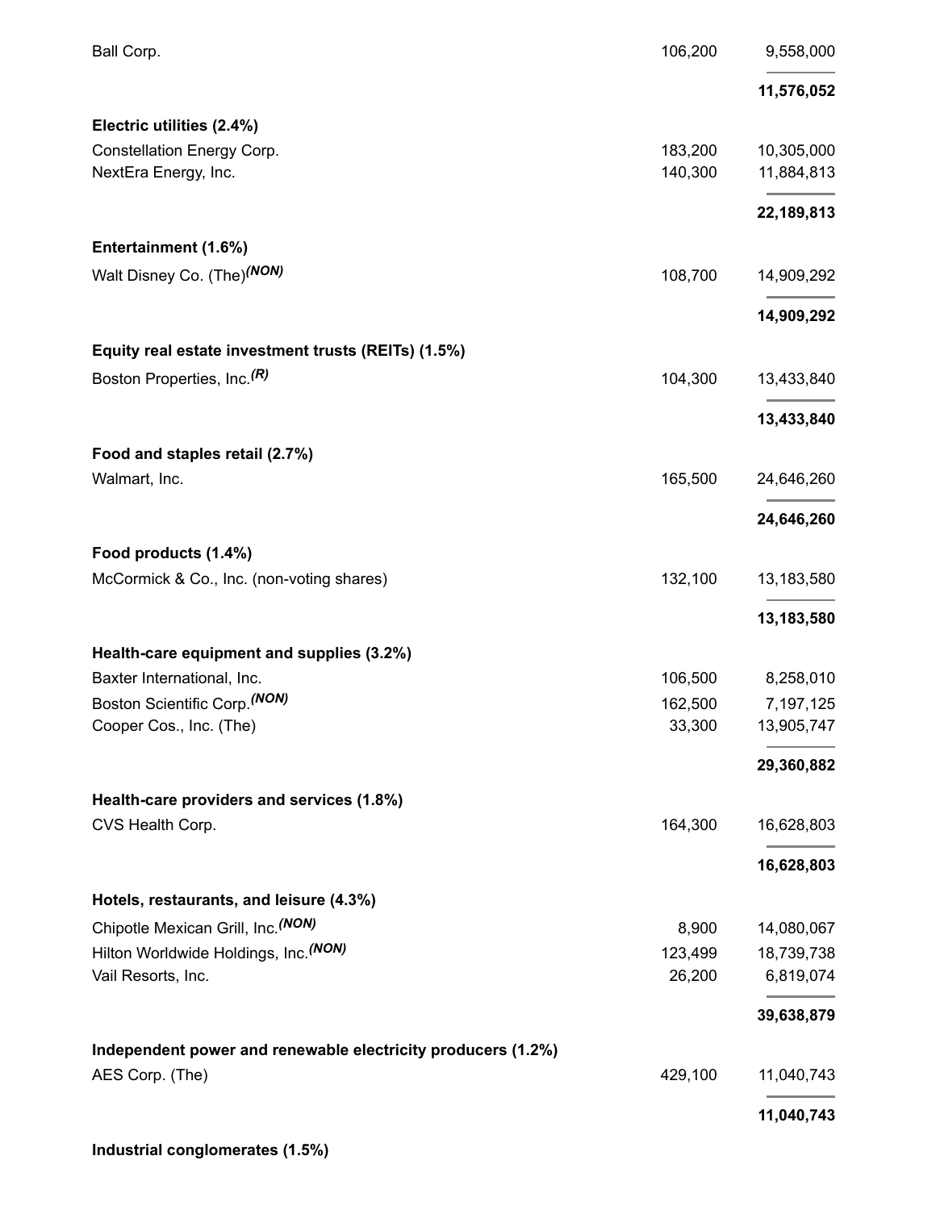| | | |
|---|---|---|
| Ball Corp. | 106,200 | 9,558,000 |
| | | **11,576,052** |
| **Electric utilities (2.4%)** | | |
| Constellation Energy Corp. | 183,200 | 10,305,000 |
| NextEra Energy, Inc. | 140,300 | 11,884,813 |
| | | **22,189,813** |
| **Entertainment (1.6%)** | | |
| Walt Disney Co. (The)*(NON)* | 108,700 | 14,909,292 |
| | | **14,909,292** |
| **Equity real estate investment trusts (REITs) (1.5%)** | | |
| Boston Properties, Inc.*(R)* | 104,300 | 13,433,840 |
| | | **13,433,840** |
| **Food and staples retail (2.7%)** | | |
| Walmart, Inc. | 165,500 | 24,646,260 |
| | | **24,646,260** |
| **Food products (1.4%)** | | |
| McCormick & Co., Inc. (non-voting shares) | 132,100 | 13,183,580 |
| | | **13,183,580** |
| **Health-care equipment and supplies (3.2%)** | | |
| Baxter International, Inc. | 106,500 | 8,258,010 |
| Boston Scientific Corp.*(NON)* | 162,500 | 7,197,125 |
| Cooper Cos., Inc. (The) | 33,300 | 13,905,747 |
| | | **29,360,882** |
| **Health-care providers and services (1.8%)** | | |
| CVS Health Corp. | 164,300 | 16,628,803 |
| | | **16,628,803** |
| **Hotels, restaurants, and leisure (4.3%)** | | |
| Chipotle Mexican Grill, Inc.*(NON)* | 8,900 | 14,080,067 |
| Hilton Worldwide Holdings, Inc.*(NON)* | 123,499 | 18,739,738 |
| Vail Resorts, Inc. | 26,200 | 6,819,074 |
| | | **39,638,879** |
| **Independent power and renewable electricity producers (1.2%)** | | |
| AES Corp. (The) | 429,100 | 11,040,743 |
| | | **11,040,743** |
| **Industrial conglomerates (1.5%)** | | |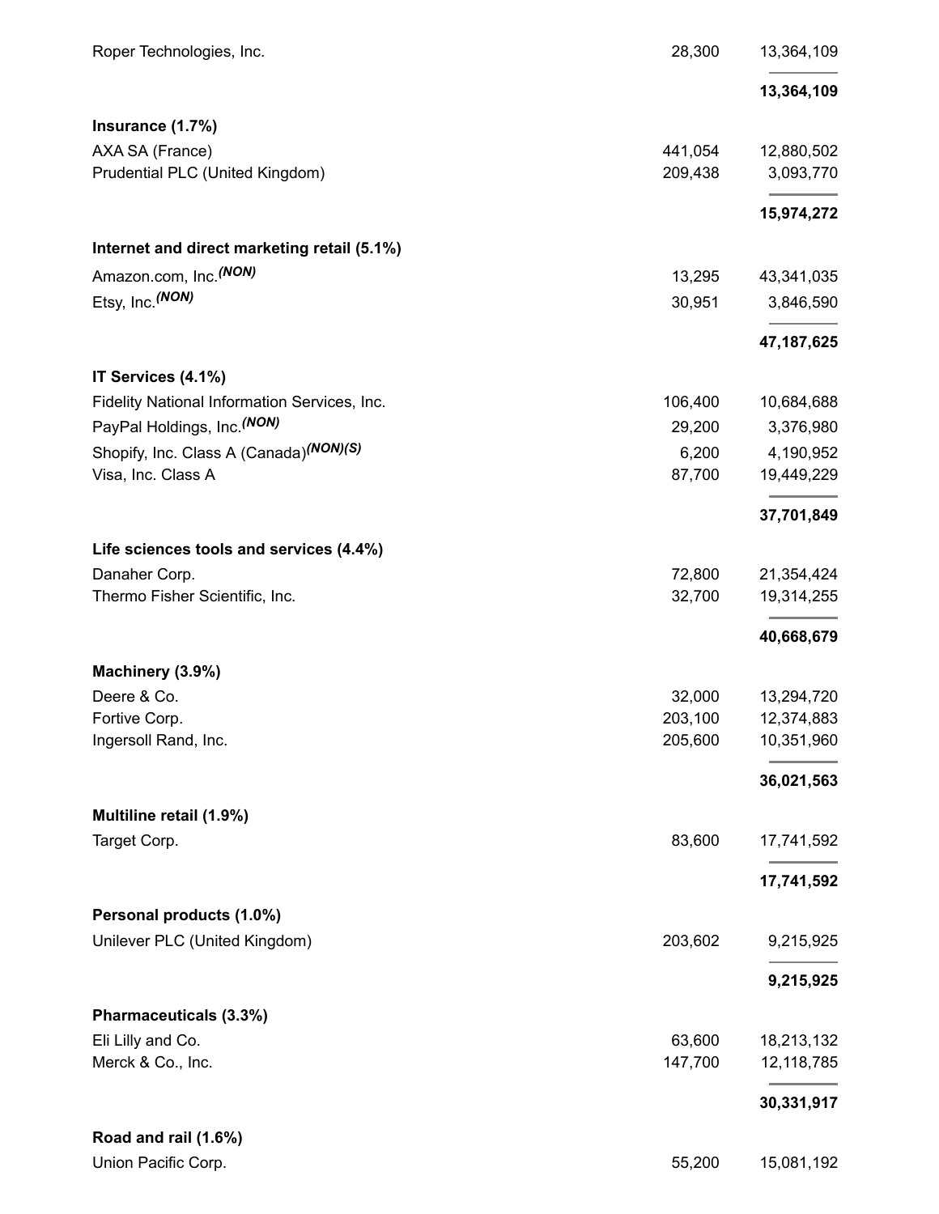| | | |
|---|---|---|
| Roper Technologies, Inc. | 28,300 | 13,364,109 |
| | | **13,364,109** |
| **Insurance (1.7%)** | | |
| AXA SA (France) | 441,054 | 12,880,502 |
| Prudential PLC (United Kingdom) | 209,438 | 3,093,770 |
| | | **15,974,272** |
| **Internet and direct marketing retail (5.1%)** | | |
| Amazon.com, Inc.*(NON)* | 13,295 | 43,341,035 |
| Etsy, Inc.*(NON)* | 30,951 | 3,846,590 |
| | | **47,187,625** |
| **IT Services (4.1%)** | | |
| Fidelity National Information Services, Inc. | 106,400 | 10,684,688 |
| PayPal Holdings, Inc.*(NON)* | 29,200 | 3,376,980 |
| Shopify, Inc. Class A (Canada)*(NON)(S)* | 6,200 | 4,190,952 |
| Visa, Inc. Class A | 87,700 | 19,449,229 |
| | | **37,701,849** |
| **Life sciences tools and services (4.4%)** | | |
| Danaher Corp. | 72,800 | 21,354,424 |
| Thermo Fisher Scientific, Inc. | 32,700 | 19,314,255 |
| | | **40,668,679** |
| **Machinery (3.9%)** | | |
| Deere & Co. | 32,000 | 13,294,720 |
| Fortive Corp. | 203,100 | 12,374,883 |
| Ingersoll Rand, Inc. | 205,600 | 10,351,960 |
| | | **36,021,563** |
| **Multiline retail (1.9%)** | | |
| Target Corp. | 83,600 | 17,741,592 |
| | | **17,741,592** |
| **Personal products (1.0%)** | | |
| Unilever PLC (United Kingdom) | 203,602 | 9,215,925 |
| | | **9,215,925** |
| **Pharmaceuticals (3.3%)** | | |
| Eli Lilly and Co. | 63,600 | 18,213,132 |
| Merck & Co., Inc. | 147,700 | 12,118,785 |
| | | **30,331,917** |
| **Road and rail (1.6%)** | | |
| Union Pacific Corp. | 55,200 | 15,081,192 |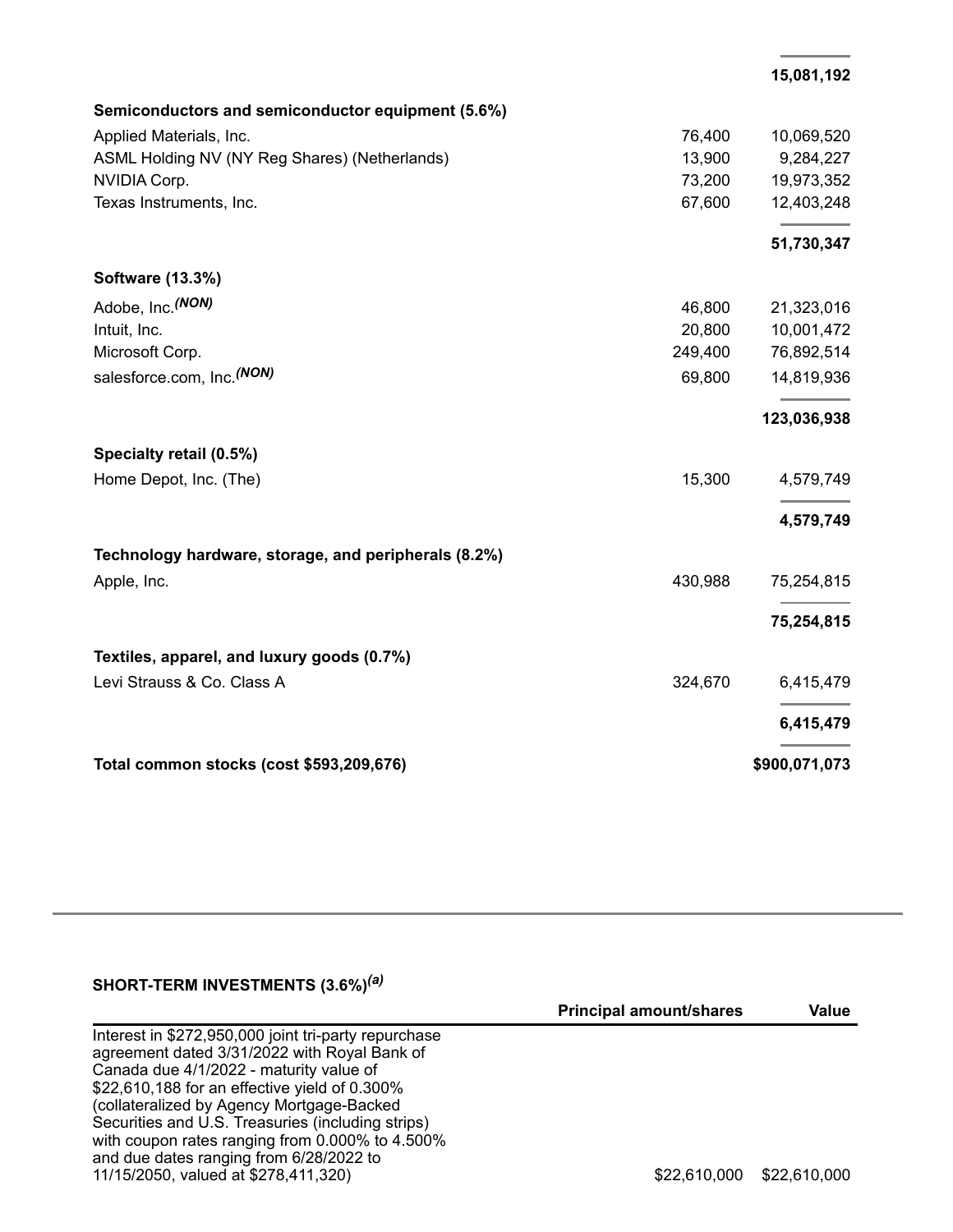| | | |
|---|---|---|
| | | **15,081,192** |
| **Semiconductors and semiconductor equipment (5.6%)** | | |
| Applied Materials, Inc. | 76,400 | 10,069,520 |
| ASML Holding NV (NY Reg Shares) (Netherlands) | 13,900 | 9,284,227 |
| NVIDIA Corp. | 73,200 | 19,973,352 |
| Texas Instruments, Inc. | 67,600 | 12,403,248 |
| | | **51,730,347** |
| **Software (13.3%)** | | |
| Adobe, Inc.*(NON)* | 46,800 | 21,323,016 |
| Intuit, Inc. | 20,800 | 10,001,472 |
| Microsoft Corp. | 249,400 | 76,892,514 |
| salesforce.com, Inc.*(NON)* | 69,800 | 14,819,936 |
| | | **123,036,938** |
| **Specialty retail (0.5%)** | | |
| Home Depot, Inc. (The) | 15,300 | 4,579,749 |
| | | **4,579,749** |
| **Technology hardware, storage, and peripherals (8.2%)** | | |
| Apple, Inc. | 430,988 | 75,254,815 |
| | | **75,254,815** |
| **Textiles, apparel, and luxury goods (0.7%)** | | |
| Levi Strauss & Co. Class A | 324,670 | 6,415,479 |
| | | **6,415,479** |
| **Total common stocks (cost $593,209,676)** | | **$900,071,073** |

**SHORT-TERM INVESTMENTS (3.6%)*(a)***

| | Principal amount/shares | Value |
|---|---|---|
| Interest in $272,950,000 joint tri-party repurchase agreement dated 3/31/2022 with Royal Bank of Canada due 4/1/2022 - maturity value of $22,610,188 for an effective yield of 0.300% (collateralized by Agency Mortgage-Backed Securities and U.S. Treasuries (including strips) with coupon rates ranging from 0.000% to 4.500% and due dates ranging from 6/28/2022 to 11/15/2050, valued at $278,411,320) | $22,610,000 | $22,610,000 |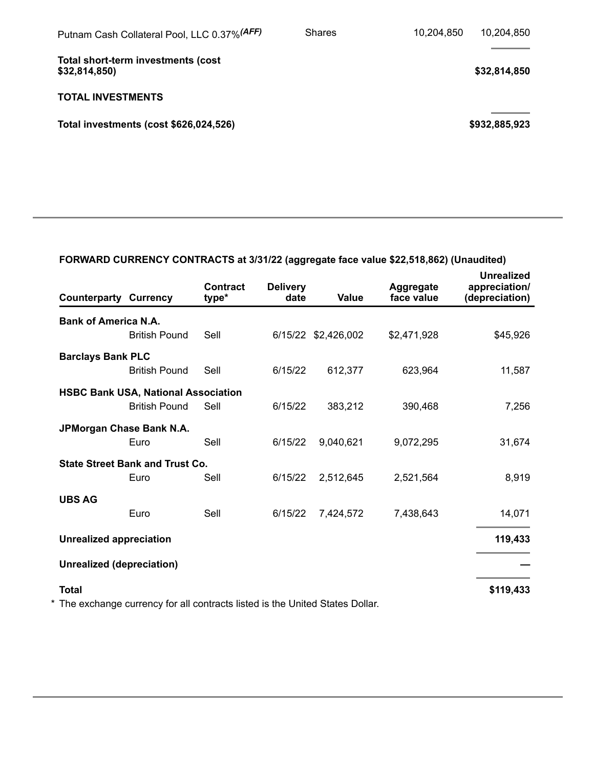| | | | |
|---|---|---|---|
| Putnam Cash Collateral Pool, LLC 0.37% *(AFF)* | Shares | 10,204,850 | 10,204,850 |
| **Total short-term investments (cost $32,814,850)** | | | **$32,814,850** |
| **TOTAL INVESTMENTS** | | | |
| **Total investments (cost $626,024,526)** | | | **$932,885,923** |

**FORWARD CURRENCY CONTRACTS at 3/31/22 (aggregate face value $22,518,862) (Unaudited)**

| Counterparty | Currency | Contract type* | Delivery date | Value | Aggregate face value | Unrealized appreciation/ (depreciation) |
|---|---|---|---|---|---|---|
| **Bank of America N.A.** | | | | | | |
| | British Pound | Sell | 6/15/22 | $2,426,002 | $2,471,928 | $45,926 |
| **Barclays Bank PLC** | | | | | | |
| | British Pound | Sell | 6/15/22 | 612,377 | 623,964 | 11,587 |
| **HSBC Bank USA, National Association** | | | | | | |
| | British Pound | Sell | 6/15/22 | 383,212 | 390,468 | 7,256 |
| **JPMorgan Chase Bank N.A.** | | | | | | |
| | Euro | Sell | 6/15/22 | 9,040,621 | 9,072,295 | 31,674 |
| **State Street Bank and Trust Co.** | | | | | | |
| | Euro | Sell | 6/15/22 | 2,512,645 | 2,521,564 | 8,919 |
| **UBS AG** | | | | | | |
| | Euro | Sell | 6/15/22 | 7,424,572 | 7,438,643 | 14,071 |
| **Unrealized appreciation** | | | | | | 119,433 |
| **Unrealized (depreciation)** | | | | | | — |
| **Total** | | | | | | **$119,433** |

* The exchange currency for all contracts listed is the United States Dollar.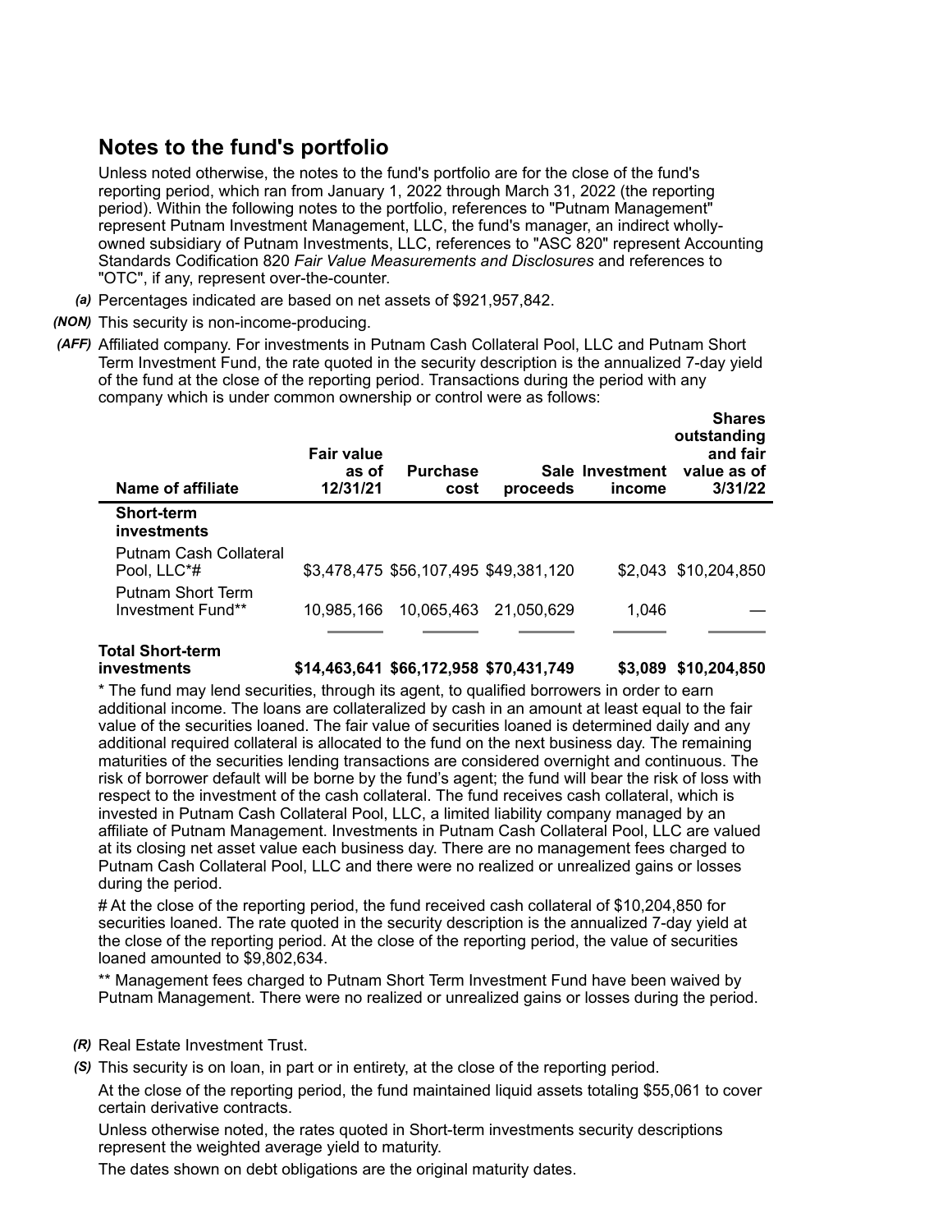## Notes to the fund's portfolio

Unless noted otherwise, the notes to the fund's portfolio are for the close of the fund's reporting period, which ran from January 1, 2022 through March 31, 2022 (the reporting period). Within the following notes to the portfolio, references to "Putnam Management" represent Putnam Investment Management, LLC, the fund's manager, an indirect wholly-owned subsidiary of Putnam Investments, LLC, references to "ASC 820" represent Accounting Standards Codification 820 *Fair Value Measurements and Disclosures* and references to "OTC", if any, represent over-the-counter.

*(a)* Percentages indicated are based on net assets of $921,957,842.

*(NON)* This security is non-income-producing.

*(AFF)* Affiliated company. For investments in Putnam Cash Collateral Pool, LLC and Putnam Short Term Investment Fund, the rate quoted in the security description is the annualized 7-day yield of the fund at the close of the reporting period. Transactions during the period with any company which is under common ownership or control were as follows:

| Name of affiliate | Fair value as of 12/31/21 | Purchase cost | Sale proceeds | Investment income | Shares outstanding and fair value as of 3/31/22 |
|---|---|---|---|---|---|
| **Short-term investments** | | | | | |
| Putnam Cash Collateral Pool, LLC*# | $3,478,475 | $56,107,495 | $49,381,120 | $2,043 | $10,204,850 |
| Putnam Short Term Investment Fund** | 10,985,166 | 10,065,463 | 21,050,629 | 1,046 | — |
| **Total Short-term investments** | **$14,463,641** | **$66,172,958** | **$70,431,749** | **$3,089** | **$10,204,850** |

\* The fund may lend securities, through its agent, to qualified borrowers in order to earn additional income. The loans are collateralized by cash in an amount at least equal to the fair value of the securities loaned. The fair value of securities loaned is determined daily and any additional required collateral is allocated to the fund on the next business day. The remaining maturities of the securities lending transactions are considered overnight and continuous. The risk of borrower default will be borne by the fund's agent; the fund will bear the risk of loss with respect to the investment of the cash collateral. The fund receives cash collateral, which is invested in Putnam Cash Collateral Pool, LLC, a limited liability company managed by an affiliate of Putnam Management. Investments in Putnam Cash Collateral Pool, LLC are valued at its closing net asset value each business day. There are no management fees charged to Putnam Cash Collateral Pool, LLC and there were no realized or unrealized gains or losses during the period.

# At the close of the reporting period, the fund received cash collateral of $10,204,850 for securities loaned. The rate quoted in the security description is the annualized 7-day yield at the close of the reporting period. At the close of the reporting period, the value of securities loaned amounted to $9,802,634.

** Management fees charged to Putnam Short Term Investment Fund have been waived by Putnam Management. There were no realized or unrealized gains or losses during the period.

*(R)* Real Estate Investment Trust.

*(S)* This security is on loan, in part or in entirety, at the close of the reporting period.

At the close of the reporting period, the fund maintained liquid assets totaling $55,061 to cover certain derivative contracts.

Unless otherwise noted, the rates quoted in Short-term investments security descriptions represent the weighted average yield to maturity.

The dates shown on debt obligations are the original maturity dates.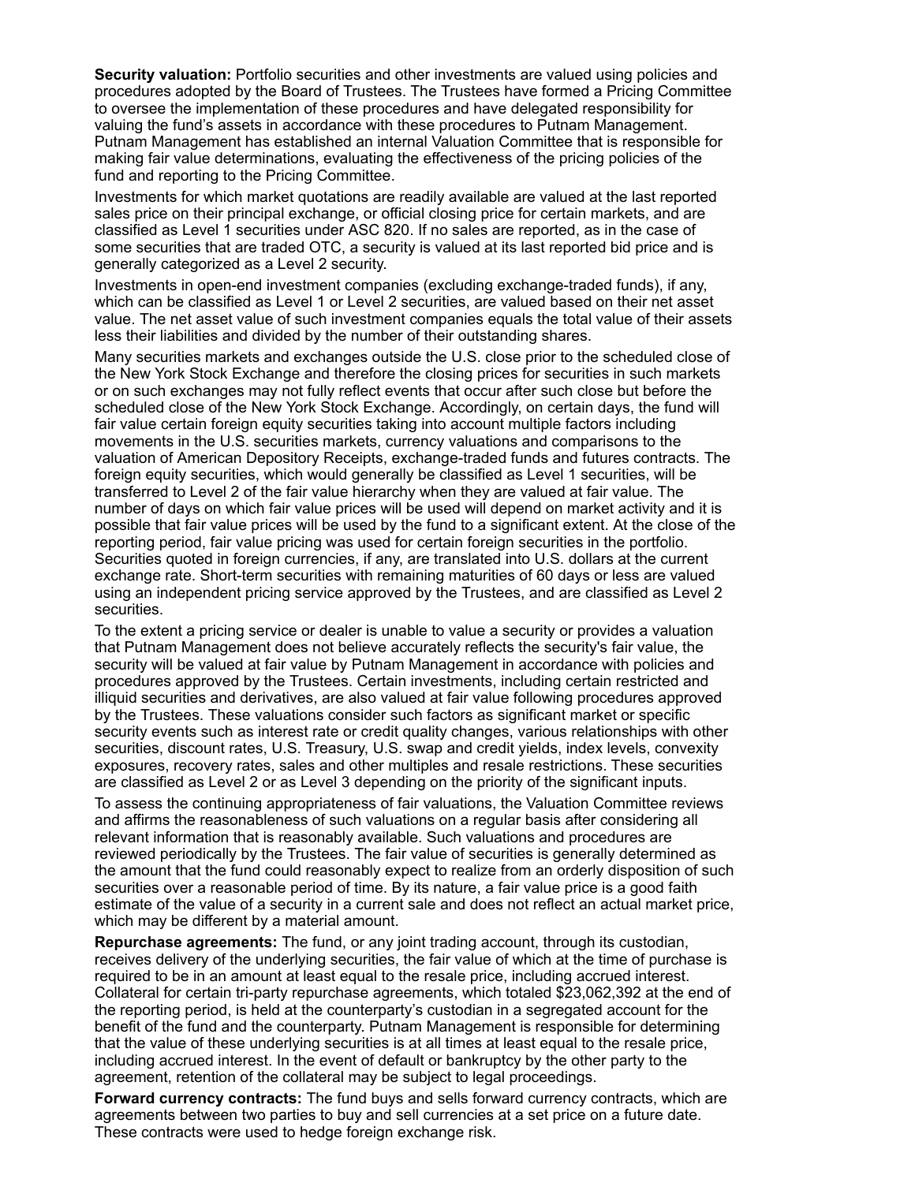**Security valuation:** Portfolio securities and other investments are valued using policies and procedures adopted by the Board of Trustees. The Trustees have formed a Pricing Committee to oversee the implementation of these procedures and have delegated responsibility for valuing the fund's assets in accordance with these procedures to Putnam Management. Putnam Management has established an internal Valuation Committee that is responsible for making fair value determinations, evaluating the effectiveness of the pricing policies of the fund and reporting to the Pricing Committee.

Investments for which market quotations are readily available are valued at the last reported sales price on their principal exchange, or official closing price for certain markets, and are classified as Level 1 securities under ASC 820. If no sales are reported, as in the case of some securities that are traded OTC, a security is valued at its last reported bid price and is generally categorized as a Level 2 security.

Investments in open-end investment companies (excluding exchange-traded funds), if any, which can be classified as Level 1 or Level 2 securities, are valued based on their net asset value. The net asset value of such investment companies equals the total value of their assets less their liabilities and divided by the number of their outstanding shares.

Many securities markets and exchanges outside the U.S. close prior to the scheduled close of the New York Stock Exchange and therefore the closing prices for securities in such markets or on such exchanges may not fully reflect events that occur after such close but before the scheduled close of the New York Stock Exchange. Accordingly, on certain days, the fund will fair value certain foreign equity securities taking into account multiple factors including movements in the U.S. securities markets, currency valuations and comparisons to the valuation of American Depository Receipts, exchange-traded funds and futures contracts. The foreign equity securities, which would generally be classified as Level 1 securities, will be transferred to Level 2 of the fair value hierarchy when they are valued at fair value. The number of days on which fair value prices will be used will depend on market activity and it is possible that fair value prices will be used by the fund to a significant extent. At the close of the reporting period, fair value pricing was used for certain foreign securities in the portfolio. Securities quoted in foreign currencies, if any, are translated into U.S. dollars at the current exchange rate. Short-term securities with remaining maturities of 60 days or less are valued using an independent pricing service approved by the Trustees, and are classified as Level 2 securities.

To the extent a pricing service or dealer is unable to value a security or provides a valuation that Putnam Management does not believe accurately reflects the security's fair value, the security will be valued at fair value by Putnam Management in accordance with policies and procedures approved by the Trustees. Certain investments, including certain restricted and illiquid securities and derivatives, are also valued at fair value following procedures approved by the Trustees. These valuations consider such factors as significant market or specific security events such as interest rate or credit quality changes, various relationships with other securities, discount rates, U.S. Treasury, U.S. swap and credit yields, index levels, convexity exposures, recovery rates, sales and other multiples and resale restrictions. These securities are classified as Level 2 or as Level 3 depending on the priority of the significant inputs.

To assess the continuing appropriateness of fair valuations, the Valuation Committee reviews and affirms the reasonableness of such valuations on a regular basis after considering all relevant information that is reasonably available. Such valuations and procedures are reviewed periodically by the Trustees. The fair value of securities is generally determined as the amount that the fund could reasonably expect to realize from an orderly disposition of such securities over a reasonable period of time. By its nature, a fair value price is a good faith estimate of the value of a security in a current sale and does not reflect an actual market price, which may be different by a material amount.

**Repurchase agreements:** The fund, or any joint trading account, through its custodian, receives delivery of the underlying securities, the fair value of which at the time of purchase is required to be in an amount at least equal to the resale price, including accrued interest. Collateral for certain tri-party repurchase agreements, which totaled $23,062,392 at the end of the reporting period, is held at the counterparty's custodian in a segregated account for the benefit of the fund and the counterparty. Putnam Management is responsible for determining that the value of these underlying securities is at all times at least equal to the resale price, including accrued interest. In the event of default or bankruptcy by the other party to the agreement, retention of the collateral may be subject to legal proceedings.

**Forward currency contracts:** The fund buys and sells forward currency contracts, which are agreements between two parties to buy and sell currencies at a set price on a future date. These contracts were used to hedge foreign exchange risk.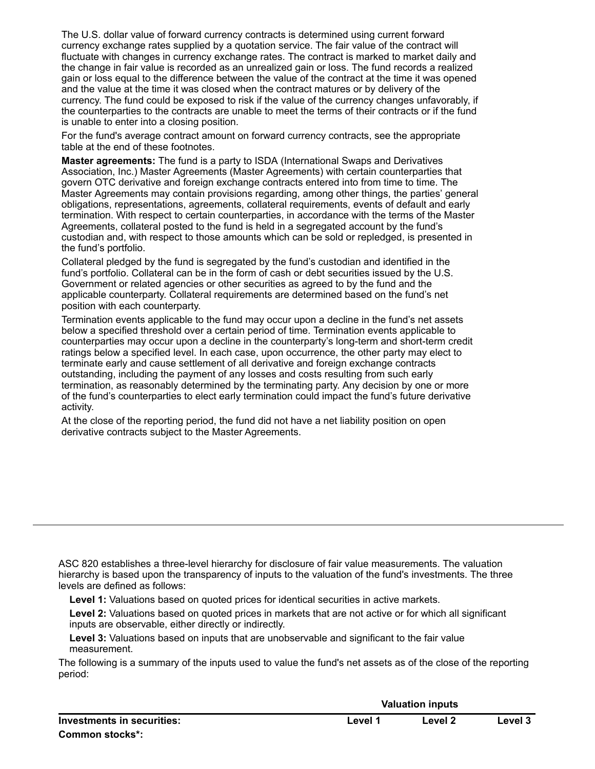The U.S. dollar value of forward currency contracts is determined using current forward currency exchange rates supplied by a quotation service. The fair value of the contract will fluctuate with changes in currency exchange rates. The contract is marked to market daily and the change in fair value is recorded as an unrealized gain or loss. The fund records a realized gain or loss equal to the difference between the value of the contract at the time it was opened and the value at the time it was closed when the contract matures or by delivery of the currency. The fund could be exposed to risk if the value of the currency changes unfavorably, if the counterparties to the contracts are unable to meet the terms of their contracts or if the fund is unable to enter into a closing position.

For the fund's average contract amount on forward currency contracts, see the appropriate table at the end of these footnotes.

**Master agreements:** The fund is a party to ISDA (International Swaps and Derivatives Association, Inc.) Master Agreements (Master Agreements) with certain counterparties that govern OTC derivative and foreign exchange contracts entered into from time to time. The Master Agreements may contain provisions regarding, among other things, the parties' general obligations, representations, agreements, collateral requirements, events of default and early termination. With respect to certain counterparties, in accordance with the terms of the Master Agreements, collateral posted to the fund is held in a segregated account by the fund's custodian and, with respect to those amounts which can be sold or repledged, is presented in the fund's portfolio.

Collateral pledged by the fund is segregated by the fund's custodian and identified in the fund's portfolio. Collateral can be in the form of cash or debt securities issued by the U.S. Government or related agencies or other securities as agreed to by the fund and the applicable counterparty. Collateral requirements are determined based on the fund's net position with each counterparty.

Termination events applicable to the fund may occur upon a decline in the fund's net assets below a specified threshold over a certain period of time. Termination events applicable to counterparties may occur upon a decline in the counterparty's long-term and short-term credit ratings below a specified level. In each case, upon occurrence, the other party may elect to terminate early and cause settlement of all derivative and foreign exchange contracts outstanding, including the payment of any losses and costs resulting from such early termination, as reasonably determined by the terminating party. Any decision by one or more of the fund's counterparties to elect early termination could impact the fund's future derivative activity.

At the close of the reporting period, the fund did not have a net liability position on open derivative contracts subject to the Master Agreements.

---

ASC 820 establishes a three-level hierarchy for disclosure of fair value measurements. The valuation hierarchy is based upon the transparency of inputs to the valuation of the fund's investments. The three levels are defined as follows:

**Level 1:** Valuations based on quoted prices for identical securities in active markets.

**Level 2:** Valuations based on quoted prices in markets that are not active or for which all significant inputs are observable, either directly or indirectly.

**Level 3:** Valuations based on inputs that are unobservable and significant to the fair value measurement.

The following is a summary of the inputs used to value the fund's net assets as of the close of the reporting period:

| | Valuation inputs | | |
|---|---|---|---|
| **Investments in securities:** | **Level 1** | **Level 2** | **Level 3** |
| **Common stocks*:** | | | |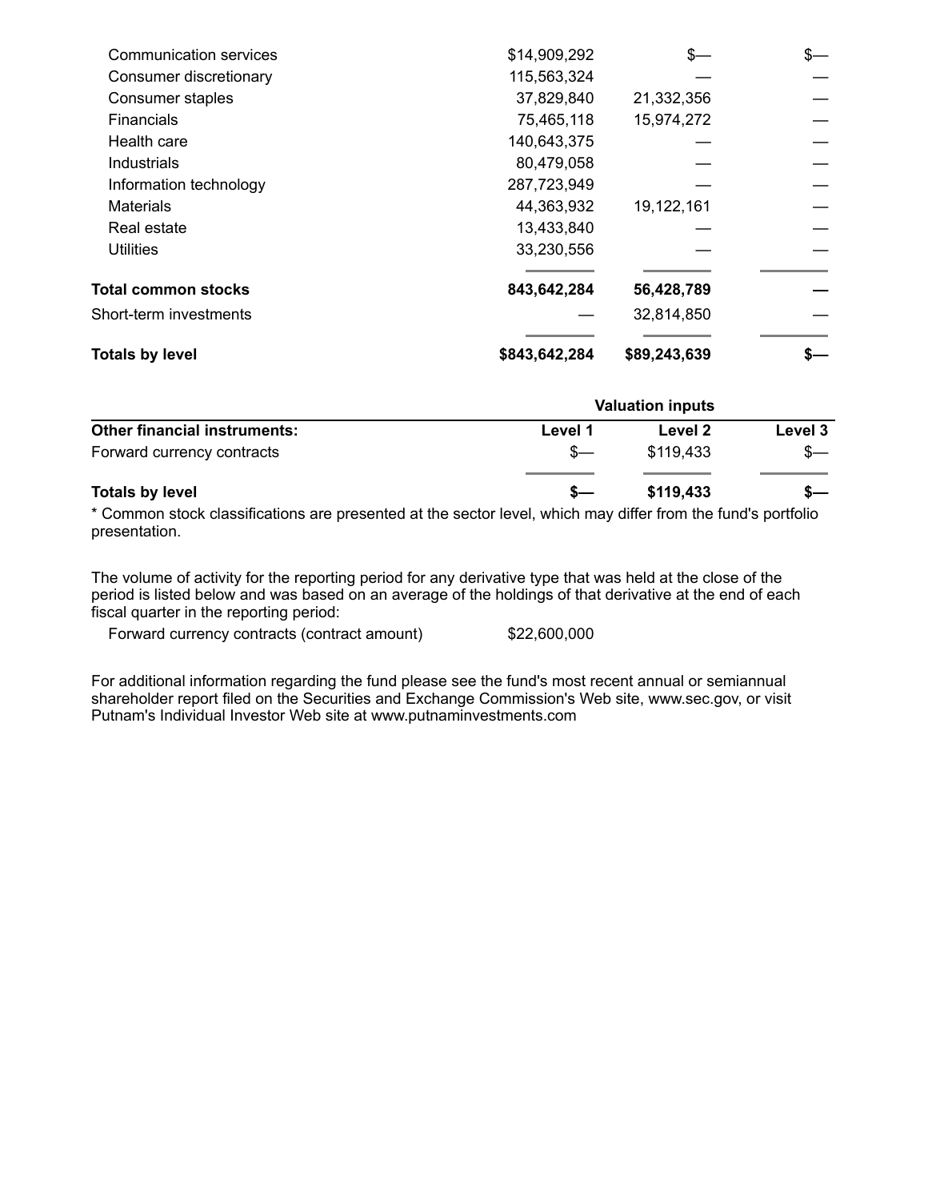| | Level 1 | Level 2 | Level 3 |
|---|---|---|---|
| Communication services | $14,909,292 | $— | $— |
| Consumer discretionary | 115,563,324 | — | — |
| Consumer staples | 37,829,840 | 21,332,356 | — |
| Financials | 75,465,118 | 15,974,272 | — |
| Health care | 140,643,375 | — | — |
| Industrials | 80,479,058 | — | — |
| Information technology | 287,723,949 | — | — |
| Materials | 44,363,932 | 19,122,161 | — |
| Real estate | 13,433,840 | — | — |
| Utilities | 33,230,556 | — | — |
| **Total common stocks** | **843,642,284** | **56,428,789** | **—** |
| Short-term investments | — | 32,814,850 | — |
| **Totals by level** | **$843,642,284** | **$89,243,639** | **$—** |

| | Valuation inputs | | |
|---|---|---|---|
| **Other financial instruments:** | **Level 1** | **Level 2** | **Level 3** |
| Forward currency contracts | $— | $119,433 | $— |
| **Totals by level** | **$—** | **$119,433** | **$—** |

* Common stock classifications are presented at the sector level, which may differ from the fund's portfolio presentation.

The volume of activity for the reporting period for any derivative type that was held at the close of the period is listed below and was based on an average of the holdings of that derivative at the end of each fiscal quarter in the reporting period:

| | |
|---|---|
| Forward currency contracts (contract amount) | $22,600,000 |

For additional information regarding the fund please see the fund's most recent annual or semiannual shareholder report filed on the Securities and Exchange Commission's Web site, www.sec.gov, or visit Putnam's Individual Investor Web site at www.putnaminvestments.com